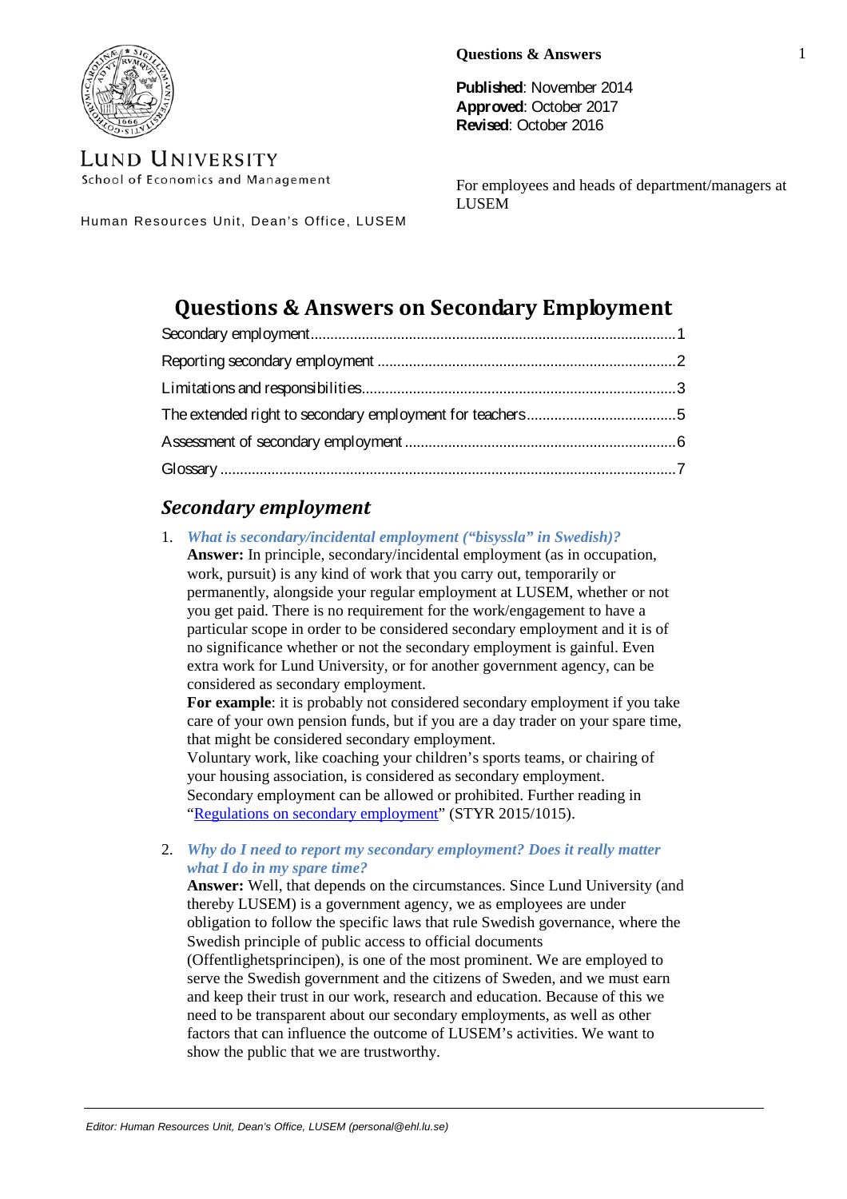LUND UNIVERSITY
School of Economics and Management

Human Resources Unit, Dean's Office, LUSEM

**Questions & Answers**

**Published**: November 2014
**Approved**: October 2017
**Revised**: October 2016

For employees and heads of department/managers at LUSEM

# Questions & Answers on Secondary Employment

- Secondary employment ........ 1
- Reporting secondary employment ........ 2
- Limitations and responsibilities ........ 3
- The extended right to secondary employment for teachers ........ 5
- Assessment of secondary employment ........ 6
- Glossary ........ 7

## *Secondary employment*

1. ***What is secondary/incidental employment ("bisyssla" in Swedish)?***
   **Answer:** In principle, secondary/incidental employment (as in occupation, work, pursuit) is any kind of work that you carry out, temporarily or permanently, alongside your regular employment at LUSEM, whether or not you get paid. There is no requirement for the work/engagement to have a particular scope in order to be considered secondary employment and it is of no significance whether or not the secondary employment is gainful. Even extra work for Lund University, or for another government agency, can be considered as secondary employment.
   **For example**: it is probably not considered secondary employment if you take care of your own pension funds, but if you are a day trader on your spare time, that might be considered secondary employment.
   Voluntary work, like coaching your children's sports teams, or chairing of your housing association, is considered as secondary employment.
   Secondary employment can be allowed or prohibited. Further reading in "Regulations on secondary employment" (STYR 2015/1015).

2. ***Why do I need to report my secondary employment? Does it really matter what I do in my spare time?***
   **Answer:** Well, that depends on the circumstances. Since Lund University (and thereby LUSEM) is a government agency, we as employees are under obligation to follow the specific laws that rule Swedish governance, where the Swedish principle of public access to official documents (Offentlighetsprincipen), is one of the most prominent. We are employed to serve the Swedish government and the citizens of Sweden, and we must earn and keep their trust in our work, research and education. Because of this we need to be transparent about our secondary employments, as well as other factors that can influence the outcome of LUSEM's activities. We want to show the public that we are trustworthy.

*Editor: Human Resources Unit, Dean's Office, LUSEM (personal@ehl.lu.se)*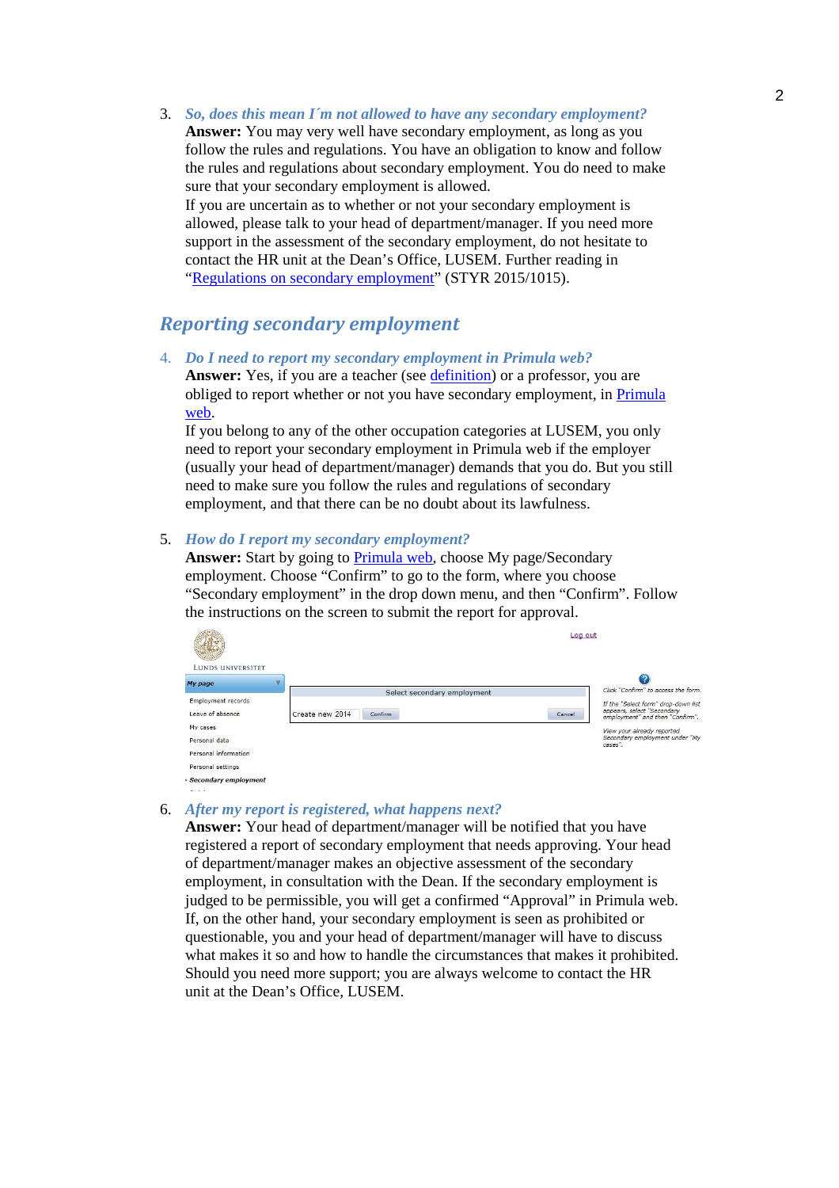3. *So, does this mean I´m not allowed to have any secondary employment?*
   **Answer:** You may very well have secondary employment, as long as you follow the rules and regulations. You have an obligation to know and follow the rules and regulations about secondary employment. You do need to make sure that your secondary employment is allowed.
   If you are uncertain as to whether or not your secondary employment is allowed, please talk to your head of department/manager. If you need more support in the assessment of the secondary employment, do not hesitate to contact the HR unit at the Dean's Office, LUSEM. Further reading in "Regulations on secondary employment" (STYR 2015/1015).

## *Reporting secondary employment*

4. *Do I need to report my secondary employment in Primula web?*
   **Answer:** Yes, if you are a teacher (see definition) or a professor, you are obliged to report whether or not you have secondary employment, in Primula web.
   If you belong to any of the other occupation categories at LUSEM, you only need to report your secondary employment in Primula web if the employer (usually your head of department/manager) demands that you do. But you still need to make sure you follow the rules and regulations of secondary employment, and that there can be no doubt about its lawfulness.

5. *How do I report my secondary employment?*
   **Answer:** Start by going to Primula web, choose My page/Secondary employment. Choose "Confirm" to go to the form, where you choose "Secondary employment" in the drop down menu, and then "Confirm". Follow the instructions on the screen to submit the report for approval.

6. *After my report is registered, what happens next?*
   **Answer:** Your head of department/manager will be notified that you have registered a report of secondary employment that needs approving. Your head of department/manager makes an objective assessment of the secondary employment, in consultation with the Dean. If the secondary employment is judged to be permissible, you will get a confirmed "Approval" in Primula web. If, on the other hand, your secondary employment is seen as prohibited or questionable, you and your head of department/manager will have to discuss what makes it so and how to handle the circumstances that makes it prohibited. Should you need more support; you are always welcome to contact the HR unit at the Dean's Office, LUSEM.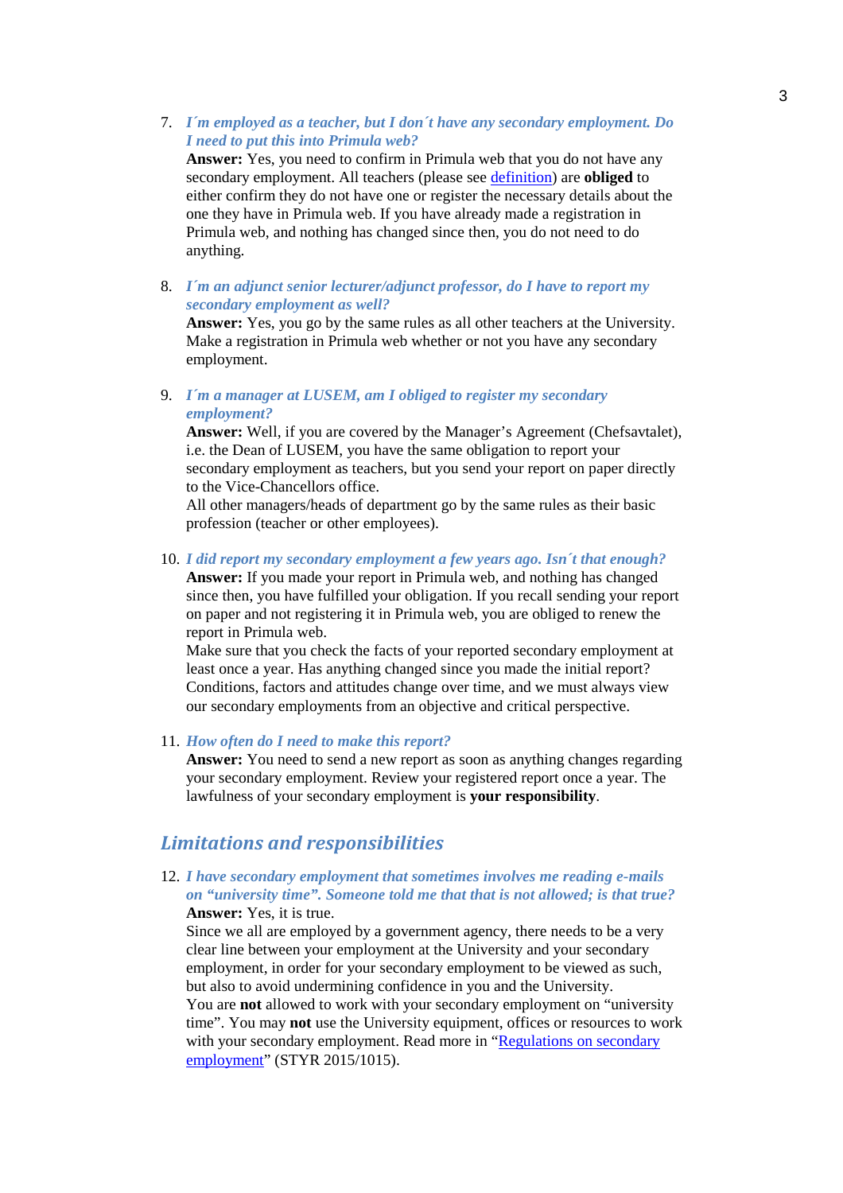7. ***I´m employed as a teacher, but I don´t have any secondary employment. Do I need to put this into Primula web?***
   **Answer:** Yes, you need to confirm in Primula web that you do not have any secondary employment. All teachers (please see definition) are **obliged** to either confirm they do not have one or register the necessary details about the one they have in Primula web. If you have already made a registration in Primula web, and nothing has changed since then, you do not need to do anything.

8. ***I´m an adjunct senior lecturer/adjunct professor, do I have to report my secondary employment as well?***
   **Answer:** Yes, you go by the same rules as all other teachers at the University. Make a registration in Primula web whether or not you have any secondary employment.

9. ***I´m a manager at LUSEM, am I obliged to register my secondary employment?***
   **Answer:** Well, if you are covered by the Manager's Agreement (Chefsavtalet), i.e. the Dean of LUSEM, you have the same obligation to report your secondary employment as teachers, but you send your report on paper directly to the Vice-Chancellors office.
   All other managers/heads of department go by the same rules as their basic profession (teacher or other employees).

10. ***I did report my secondary employment a few years ago. Isn´t that enough?***
    **Answer:** If you made your report in Primula web, and nothing has changed since then, you have fulfilled your obligation. If you recall sending your report on paper and not registering it in Primula web, you are obliged to renew the report in Primula web.
    Make sure that you check the facts of your reported secondary employment at least once a year. Has anything changed since you made the initial report? Conditions, factors and attitudes change over time, and we must always view our secondary employments from an objective and critical perspective.

11. ***How often do I need to make this report?***
    **Answer:** You need to send a new report as soon as anything changes regarding your secondary employment. Review your registered report once a year. The lawfulness of your secondary employment is **your responsibility**.

## *Limitations and responsibilities*

12. ***I have secondary employment that sometimes involves me reading e-mails on "university time". Someone told me that that is not allowed; is that true?***
    **Answer:** Yes, it is true.
    Since we all are employed by a government agency, there needs to be a very clear line between your employment at the University and your secondary employment, in order for your secondary employment to be viewed as such, but also to avoid undermining confidence in you and the University.
    You are **not** allowed to work with your secondary employment on "university time". You may **not** use the University equipment, offices or resources to work with your secondary employment. Read more in "Regulations on secondary employment" (STYR 2015/1015).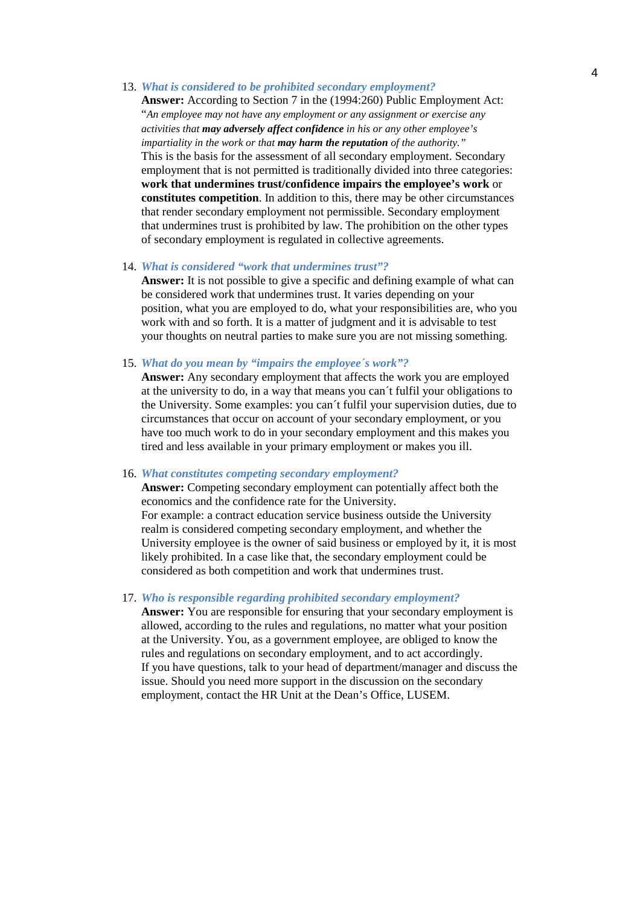13. ***What is considered to be prohibited secondary employment?***
    **Answer:** According to Section 7 in the (1994:260) Public Employment Act:
    "*An employee may not have any employment or any assignment or exercise any activities that **may adversely affect confidence** in his or any other employee's impartiality in the work or that **may harm the reputation** of the authority.*"
    This is the basis for the assessment of all secondary employment. Secondary employment that is not permitted is traditionally divided into three categories: **work that undermines trust/confidence impairs the employee's work** or **constitutes competition**. In addition to this, there may be other circumstances that render secondary employment not permissible. Secondary employment that undermines trust is prohibited by law. The prohibition on the other types of secondary employment is regulated in collective agreements.

14. ***What is considered "work that undermines trust"?***
    **Answer:** It is not possible to give a specific and defining example of what can be considered work that undermines trust. It varies depending on your position, what you are employed to do, what your responsibilities are, who you work with and so forth. It is a matter of judgment and it is advisable to test your thoughts on neutral parties to make sure you are not missing something.

15. ***What do you mean by "impairs the employee´s work"?***
    **Answer:** Any secondary employment that affects the work you are employed at the university to do, in a way that means you can´t fulfil your obligations to the University. Some examples: you can´t fulfil your supervision duties, due to circumstances that occur on account of your secondary employment, or you have too much work to do in your secondary employment and this makes you tired and less available in your primary employment or makes you ill.

16. ***What constitutes competing secondary employment?***
    **Answer:** Competing secondary employment can potentially affect both the economics and the confidence rate for the University.
    For example: a contract education service business outside the University realm is considered competing secondary employment, and whether the University employee is the owner of said business or employed by it, it is most likely prohibited. In a case like that, the secondary employment could be considered as both competition and work that undermines trust.

17. ***Who is responsible regarding prohibited secondary employment?***
    **Answer:** You are responsible for ensuring that your secondary employment is allowed, according to the rules and regulations, no matter what your position at the University. You, as a government employee, are obliged to know the rules and regulations on secondary employment, and to act accordingly.
    If you have questions, talk to your head of department/manager and discuss the issue. Should you need more support in the discussion on the secondary employment, contact the HR Unit at the Dean's Office, LUSEM.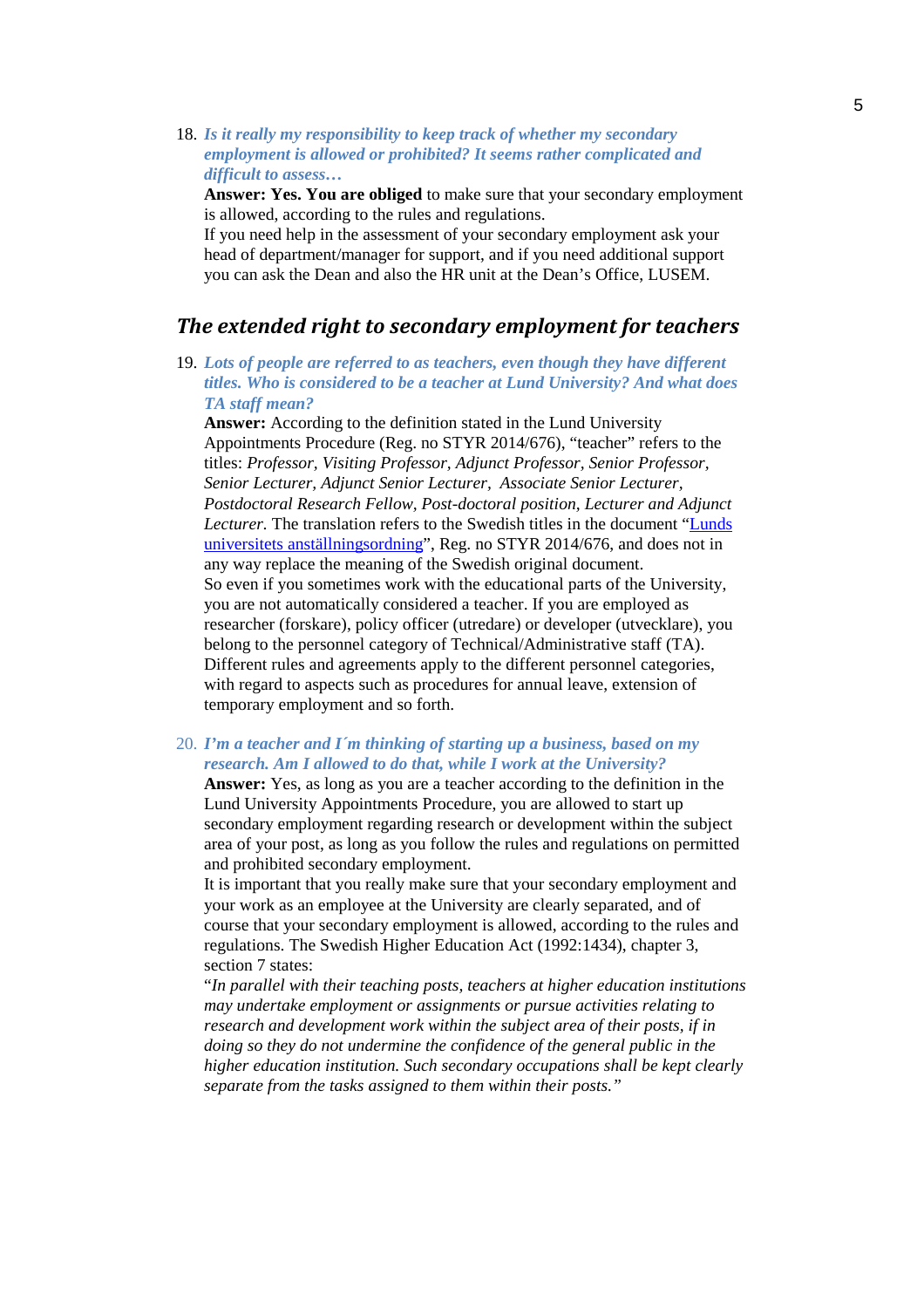18. ***Is it really my responsibility to keep track of whether my secondary employment is allowed or prohibited? It seems rather complicated and difficult to assess…***
    **Answer: Yes. You are obliged** to make sure that your secondary employment is allowed, according to the rules and regulations.
    If you need help in the assessment of your secondary employment ask your head of department/manager for support, and if you need additional support you can ask the Dean and also the HR unit at the Dean's Office, LUSEM.

## *The extended right to secondary employment for teachers*

19. ***Lots of people are referred to as teachers, even though they have different titles. Who is considered to be a teacher at Lund University? And what does TA staff mean?***
    **Answer:** According to the definition stated in the Lund University Appointments Procedure (Reg. no STYR 2014/676), "teacher" refers to the titles: *Professor, Visiting Professor, Adjunct Professor, Senior Professor, Senior Lecturer, Adjunct Senior Lecturer, Associate Senior Lecturer, Postdoctoral Research Fellow, Post-doctoral position, Lecturer and Adjunct Lecturer.* The translation refers to the Swedish titles in the document "[Lunds universitets anställningsordning]()", Reg. no STYR 2014/676, and does not in any way replace the meaning of the Swedish original document.
    So even if you sometimes work with the educational parts of the University, you are not automatically considered a teacher. If you are employed as researcher (forskare), policy officer (utredare) or developer (utvecklare), you belong to the personnel category of Technical/Administrative staff (TA). Different rules and agreements apply to the different personnel categories, with regard to aspects such as procedures for annual leave, extension of temporary employment and so forth.

20. ***I'm a teacher and I´m thinking of starting up a business, based on my research. Am I allowed to do that, while I work at the University?***
    **Answer:** Yes, as long as you are a teacher according to the definition in the Lund University Appointments Procedure, you are allowed to start up secondary employment regarding research or development within the subject area of your post, as long as you follow the rules and regulations on permitted and prohibited secondary employment.
    It is important that you really make sure that your secondary employment and your work as an employee at the University are clearly separated, and of course that your secondary employment is allowed, according to the rules and regulations. The Swedish Higher Education Act (1992:1434), chapter 3, section 7 states:
    "*In parallel with their teaching posts, teachers at higher education institutions may undertake employment or assignments or pursue activities relating to research and development work within the subject area of their posts, if in doing so they do not undermine the confidence of the general public in the higher education institution. Such secondary occupations shall be kept clearly separate from the tasks assigned to them within their posts.*"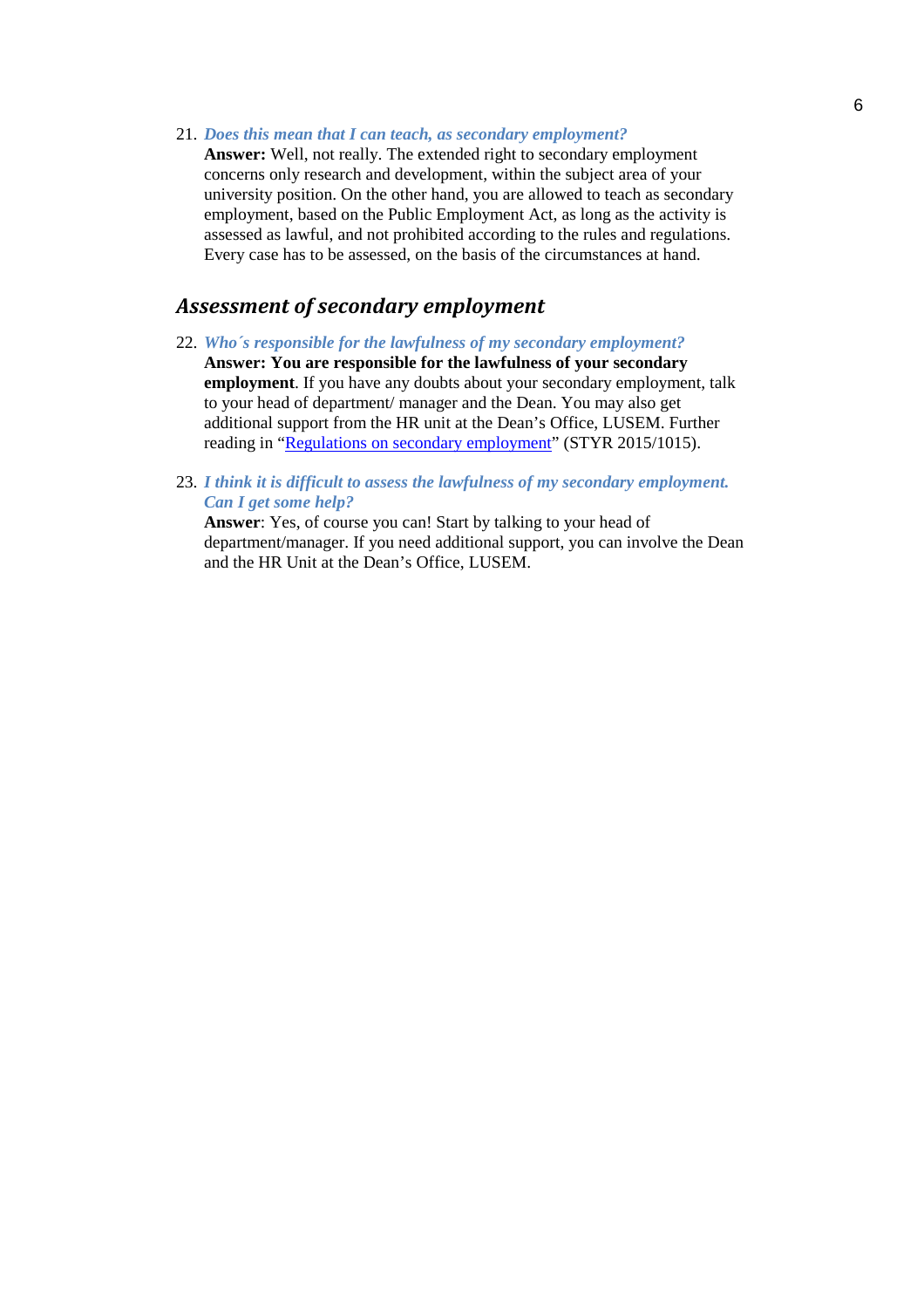21. ***Does this mean that I can teach, as secondary employment?***
    **Answer:** Well, not really. The extended right to secondary employment concerns only research and development, within the subject area of your university position. On the other hand, you are allowed to teach as secondary employment, based on the Public Employment Act, as long as the activity is assessed as lawful, and not prohibited according to the rules and regulations. Every case has to be assessed, on the basis of the circumstances at hand.

## *Assessment of secondary employment*

22. ***Who´s responsible for the lawfulness of my secondary employment?***
    **Answer: You are responsible for the lawfulness of your secondary employment**. If you have any doubts about your secondary employment, talk to your head of department/ manager and the Dean. You may also get additional support from the HR unit at the Dean's Office, LUSEM. Further reading in "Regulations on secondary employment" (STYR 2015/1015).

23. ***I think it is difficult to assess the lawfulness of my secondary employment. Can I get some help?***
    **Answer**: Yes, of course you can! Start by talking to your head of department/manager. If you need additional support, you can involve the Dean and the HR Unit at the Dean's Office, LUSEM.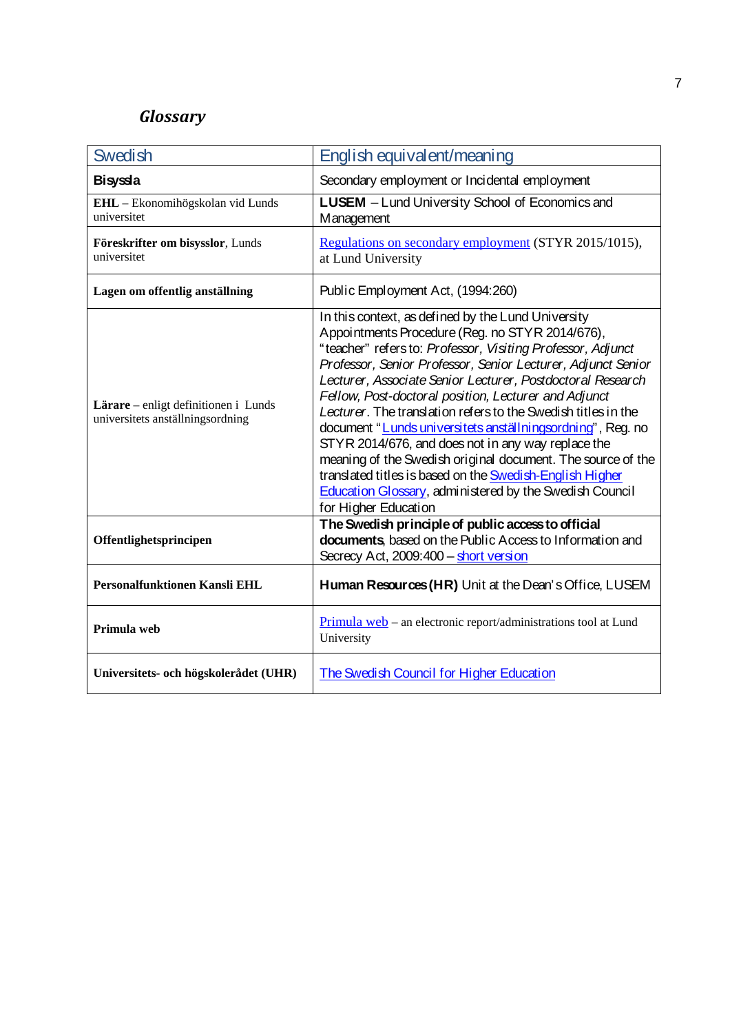### *Glossary*

| Swedish | English equivalent/meaning |
|---|---|
| **Bisyssla** | Secondary employment or Incidental employment |
| **EHL** – Ekonomihögskolan vid Lunds universitet | **LUSEM** – Lund University School of Economics and Management |
| **Föreskrifter om bisysslor**, Lunds universitet | Regulations on secondary employment (STYR 2015/1015), at Lund University |
| **Lagen om offentlig anställning** | Public Employment Act, (1994:260) |
| **Lärare** – enligt definitionen i Lunds universitets anställningsordning | In this context, as defined by the Lund University Appointments Procedure (Reg. no STYR 2014/676), "teacher" refers to: *Professor, Visiting Professor, Adjunct Professor, Senior Professor, Senior Lecturer, Adjunct Senior Lecturer, Associate Senior Lecturer, Postdoctoral Research Fellow, Post-doctoral position, Lecturer and Adjunct Lecturer*. The translation refers to the Swedish titles in the document "Lunds universitets anställningsordning", Reg. no STYR 2014/676, and does not in any way replace the meaning of the Swedish original document. The source of the translated titles is based on the Swedish-English Higher Education Glossary, administered by the Swedish Council for Higher Education |
| **Offentlighetsprincipen** | **The Swedish principle of public access to official documents**, based on the Public Access to Information and Secrecy Act, 2009:400 – short version |
| **Personalfunktionen Kansli EHL** | **Human Resources (HR)** Unit at the Dean's Office, LUSEM |
| **Primula web** | Primula web – an electronic report/administrations tool at Lund University |
| **Universitets- och högskolerådet (UHR)** | The Swedish Council for Higher Education |